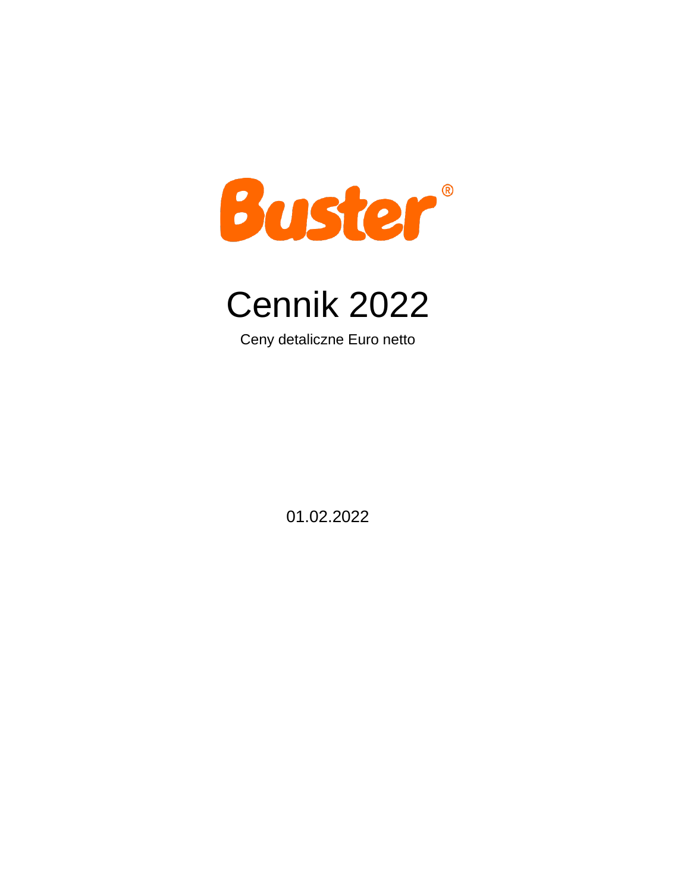Buster®

# Cennik 2022

Ceny detaliczne Euro netto

01.02.2022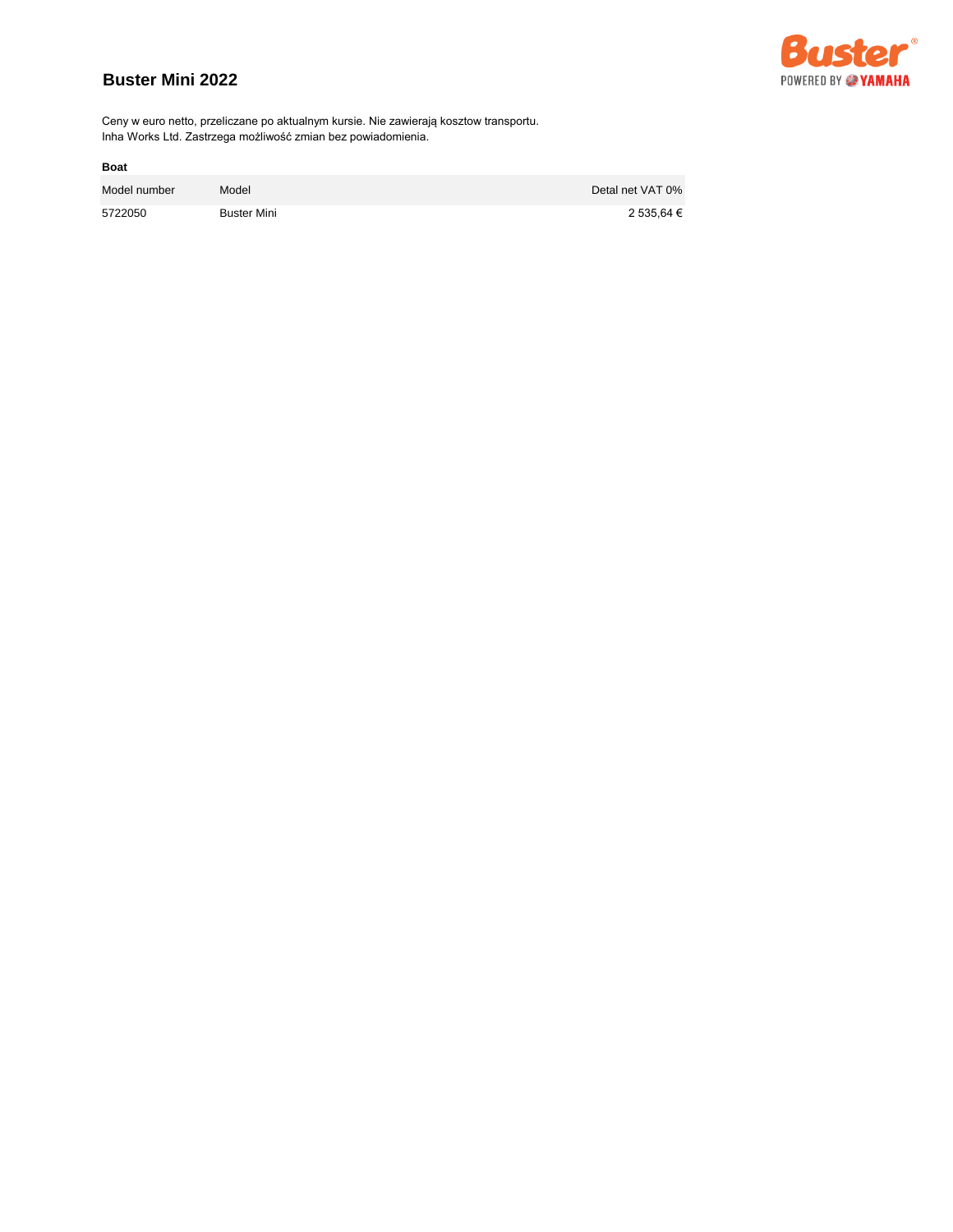# Buster Mini 2022

Ceny w euro netto, przeliczane po aktualnym kursie. Nie zawierają kosztow transportu.
Inha Works Ltd. Zastrzega możliwość zmian bez powiadomienia.

**Boat**

| Model number | Model | Detal net VAT 0% |
|---|---|---|
| 5722050 | Buster Mini | 2 535,64 € |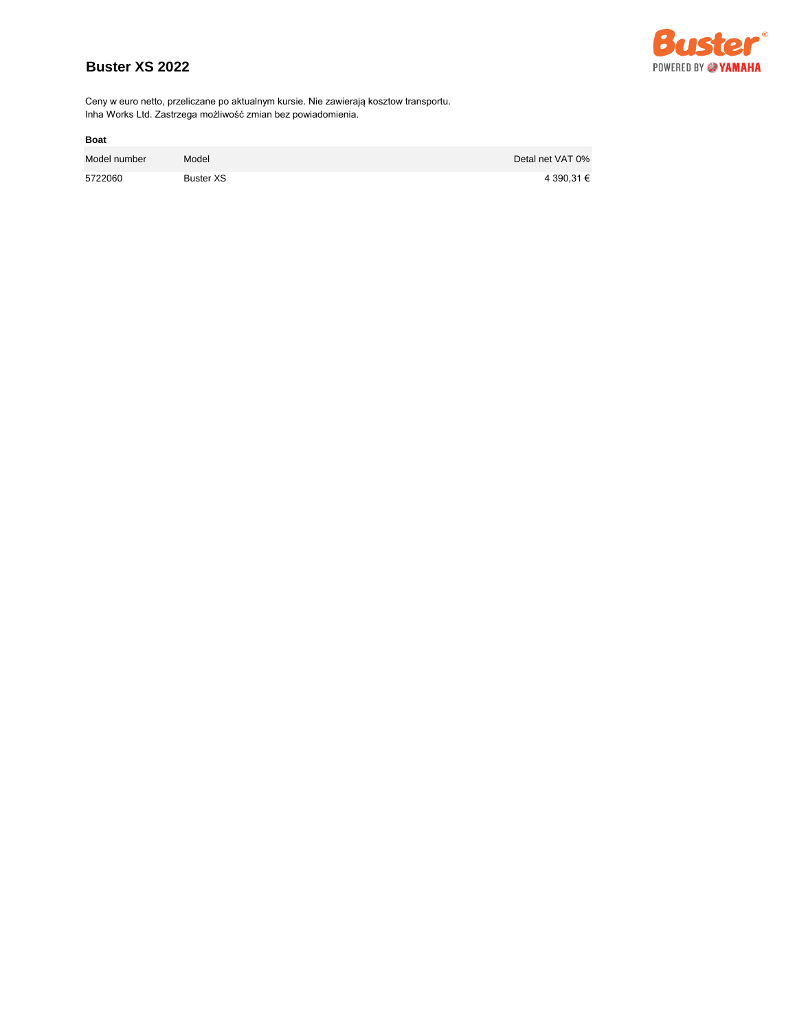# Buster XS 2022

Ceny w euro netto, przeliczane po aktualnym kursie. Nie zawierają kosztow transportu.
Inha Works Ltd. Zastrzega możliwość zmian bez powiadomienia.

**Boat**

| Model number | Model | Detal net VAT 0% |
| --- | --- | --- |
| 5722060 | Buster XS | 4 390,31 € |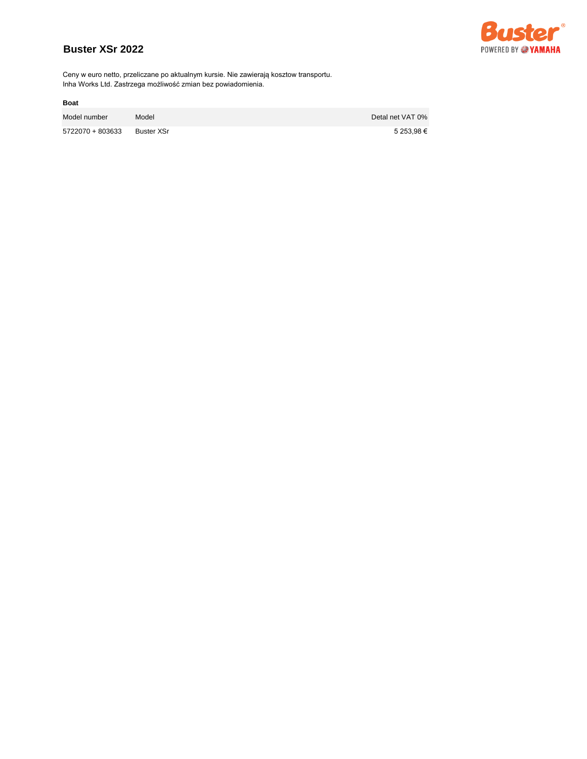# Buster XSr 2022

Ceny w euro netto, przeliczane po aktualnym kursie. Nie zawierają kosztow transportu.
Inha Works Ltd. Zastrzega możliwość zmian bez powiadomienia.

**Boat**

| Model number | Model | Detal net VAT 0% |
| --- | --- | --- |
| 5722070 + 803633 | Buster XSr | 5 253,98 € |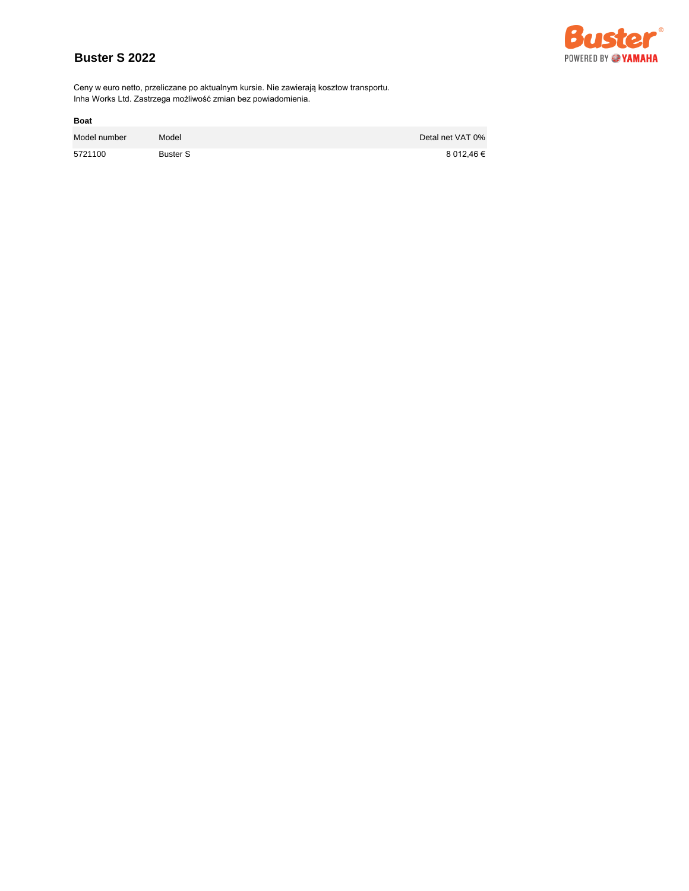# Buster S 2022

Ceny w euro netto, przeliczane po aktualnym kursie. Nie zawierają kosztow transportu.
Inha Works Ltd. Zastrzega możliwość zmian bez powiadomienia.

**Boat**

| Model number | Model | Detal net VAT 0% |
|---|---|---|
| 5721100 | Buster S | 8 012,46 € |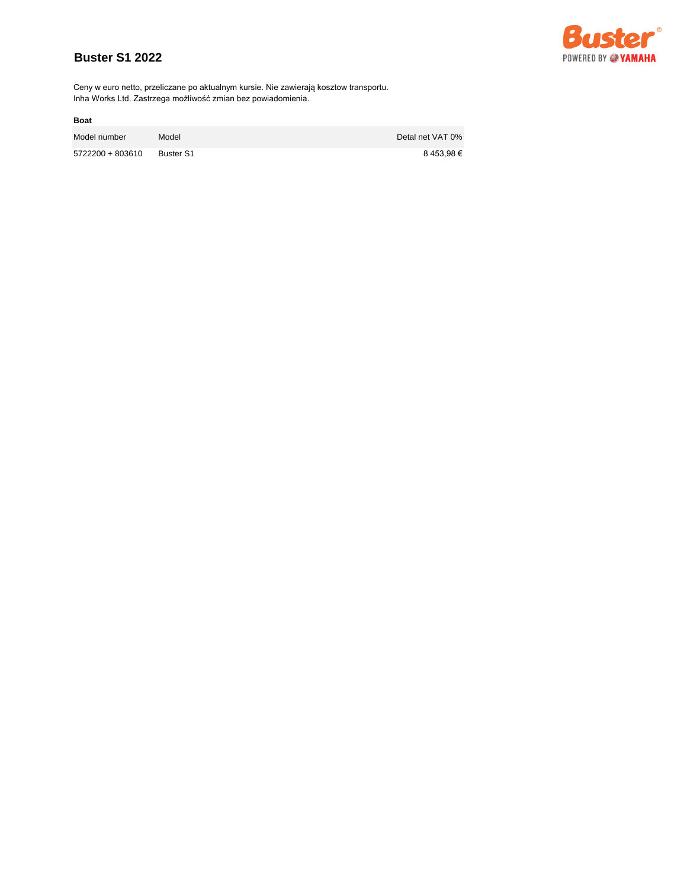# Buster S1 2022

Ceny w euro netto, przeliczane po aktualnym kursie. Nie zawierają kosztow transportu.
Inha Works Ltd. Zastrzega możliwość zmian bez powiadomienia.

**Boat**

| Model number | Model | Detal net VAT 0% |
|---|---|---|
| 5722200 + 803610 | Buster S1 | 8 453,98 € |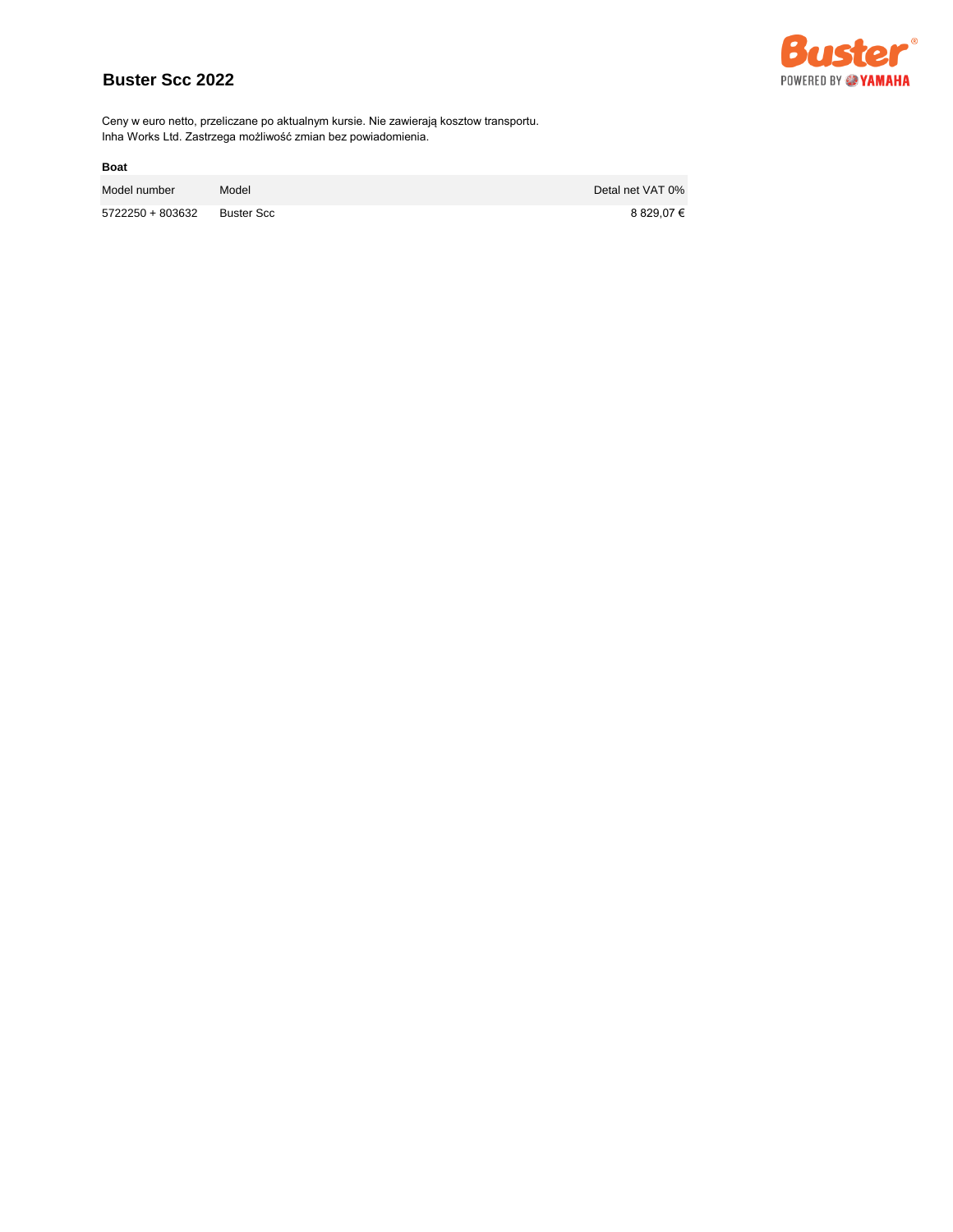# Buster Scc 2022

Ceny w euro netto, przeliczane po aktualnym kursie. Nie zawierają kosztow transportu.
Inha Works Ltd. Zastrzega możliwość zmian bez powiadomienia.

**Boat**

| Model number | Model | Detal net VAT 0% |
| --- | --- | ---: |
| 5722250 + 803632 | Buster Scc | 8 829,07 € |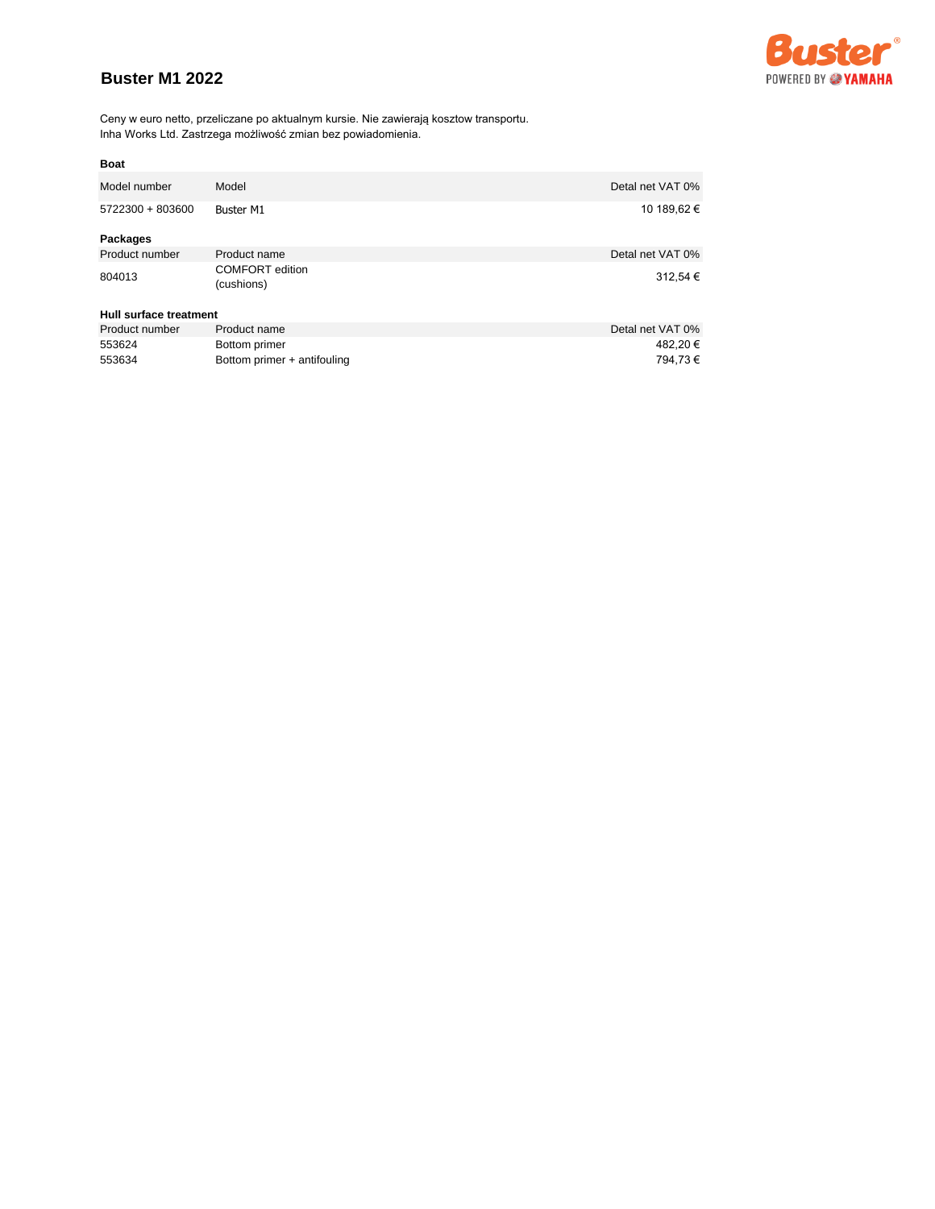# Buster M1 2022

Ceny w euro netto, przeliczane po aktualnym kursie. Nie zawierają kosztow transportu.
Inha Works Ltd. Zastrzega możliwość zmian bez powiadomienia.

**Boat**

| Model number | Model | Detal net VAT 0% |
|---|---|---|
| 5722300 + 803600 | Buster M1 | 10 189,62 € |

**Packages**

| Product number | Product name | Detal net VAT 0% |
|---|---|---|
| 804013 | COMFORT edition (cushions) | 312,54 € |

**Hull surface treatment**

| Product number | Product name | Detal net VAT 0% |
|---|---|---|
| 553624 | Bottom primer | 482,20 € |
| 553634 | Bottom primer + antifouling | 794,73 € |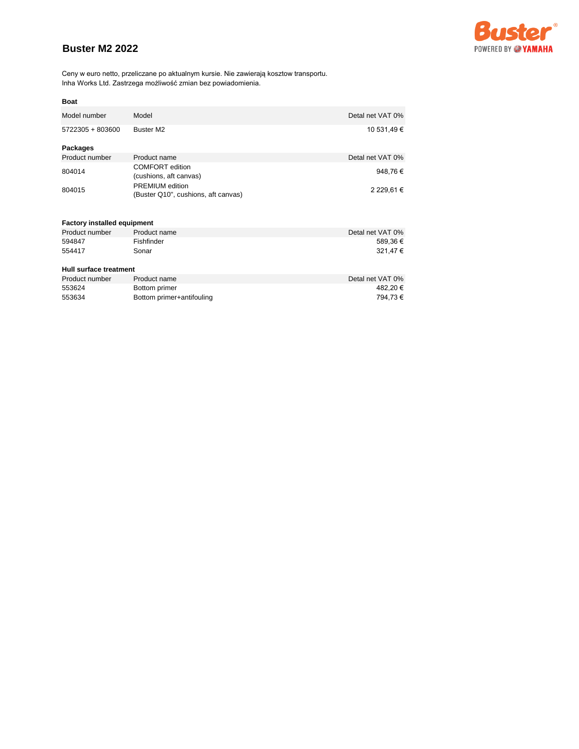# Buster M2 2022

Ceny w euro netto, przeliczane po aktualnym kursie. Nie zawierają kosztow transportu.
Inha Works Ltd. Zastrzega możliwość zmian bez powiadomienia.

**Boat**

| Model number | Model | Detal net VAT 0% |
|---|---|---|
| 5722305 + 803600 | Buster M2 | 10 531,49 € |

**Packages**

| Product number | Product name | Detal net VAT 0% |
|---|---|---|
| 804014 | COMFORT edition (cushions, aft canvas) | 948,76 € |
| 804015 | PREMIUM edition (Buster Q10", cushions, aft canvas) | 2 229,61 € |

**Factory installed equipment**

| Product number | Product name | Detal net VAT 0% |
|---|---|---|
| 594847 | Fishfinder | 589,36 € |
| 554417 | Sonar | 321,47 € |

**Hull surface treatment**

| Product number | Product name | Detal net VAT 0% |
|---|---|---|
| 553624 | Bottom primer | 482,20 € |
| 553634 | Bottom primer+antifouling | 794,73 € |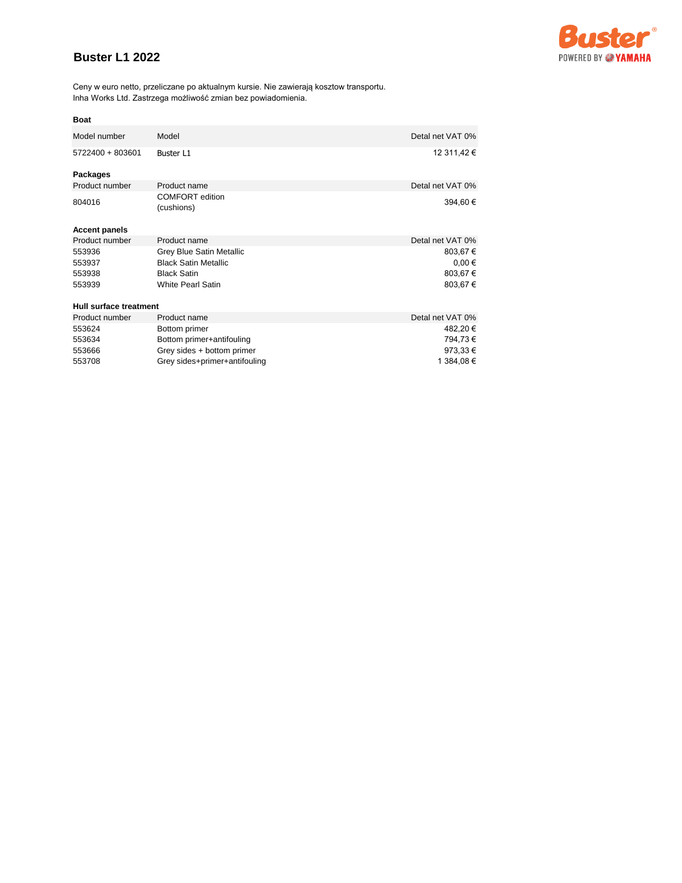# Buster L1 2022

Ceny w euro netto, przeliczane po aktualnym kursie. Nie zawierają kosztow transportu.
Inha Works Ltd. Zastrzega możliwość zmian bez powiadomienia.

**Boat**

| Model number | Model | Detal net VAT 0% |
|---|---|---|
| 5722400 + 803601 | Buster L1 | 12 311,42 € |

**Packages**

| Product number | Product name | Detal net VAT 0% |
|---|---|---|
| 804016 | COMFORT edition (cushions) | 394,60 € |

**Accent panels**

| Product number | Product name | Detal net VAT 0% |
|---|---|---|
| 553936 | Grey Blue Satin Metallic | 803,67 € |
| 553937 | Black Satin Metallic | 0,00 € |
| 553938 | Black Satin | 803,67 € |
| 553939 | White Pearl Satin | 803,67 € |

**Hull surface treatment**

| Product number | Product name | Detal net VAT 0% |
|---|---|---|
| 553624 | Bottom primer | 482,20 € |
| 553634 | Bottom primer+antifouling | 794,73 € |
| 553666 | Grey sides + bottom primer | 973,33 € |
| 553708 | Grey sides+primer+antifouling | 1 384,08 € |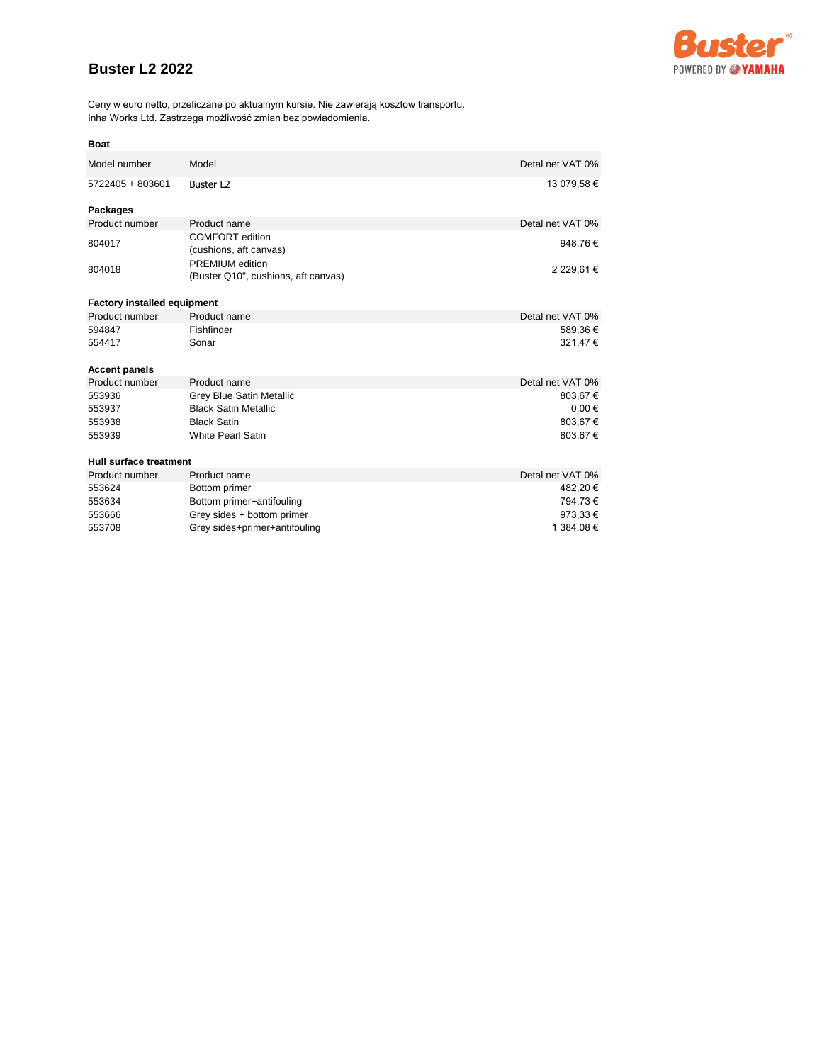# Buster L2 2022

Ceny w euro netto, przeliczane po aktualnym kursie. Nie zawierają kosztow transportu.
Inha Works Ltd. Zastrzega możliwość zmian bez powiadomienia.

**Boat**

| Model number | Model | Detal net VAT 0% |
|---|---|---|
| 5722405 + 803601 | Buster L2 | 13 079,58 € |

**Packages**

| Product number | Product name | Detal net VAT 0% |
|---|---|---|
| 804017 | COMFORT edition (cushions, aft canvas) | 948,76 € |
| 804018 | PREMIUM edition (Buster Q10", cushions, aft canvas) | 2 229,61 € |

**Factory installed equipment**

| Product number | Product name | Detal net VAT 0% |
|---|---|---|
| 594847 | Fishfinder | 589,36 € |
| 554417 | Sonar | 321,47 € |

**Accent panels**

| Product number | Product name | Detal net VAT 0% |
|---|---|---|
| 553936 | Grey Blue Satin Metallic | 803,67 € |
| 553937 | Black Satin Metallic | 0,00 € |
| 553938 | Black Satin | 803,67 € |
| 553939 | White Pearl Satin | 803,67 € |

**Hull surface treatment**

| Product number | Product name | Detal net VAT 0% |
|---|---|---|
| 553624 | Bottom primer | 482,20 € |
| 553634 | Bottom primer+antifouling | 794,73 € |
| 553666 | Grey sides + bottom primer | 973,33 € |
| 553708 | Grey sides+primer+antifouling | 1 384,08 € |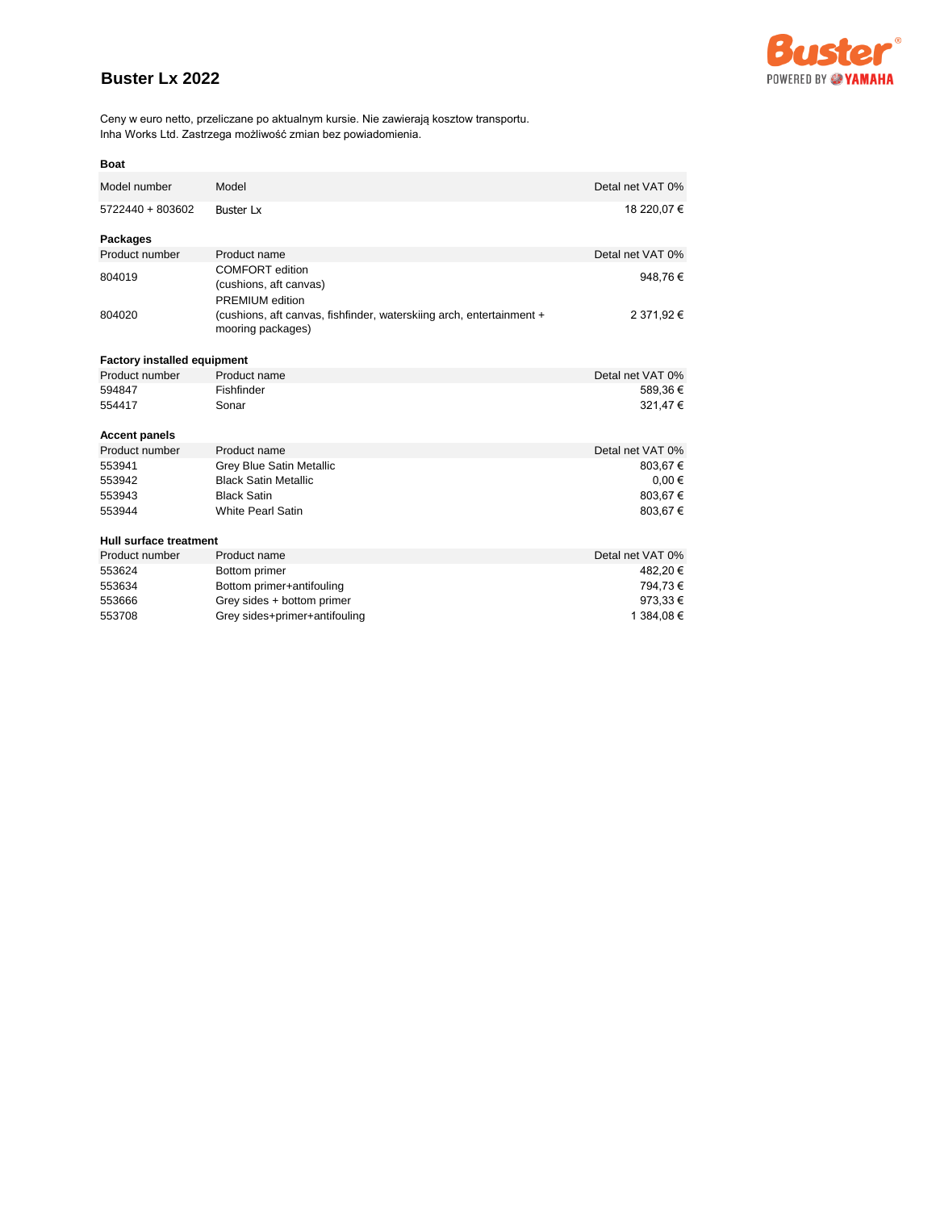# Buster Lx 2022

Ceny w euro netto, przeliczane po aktualnym kursie. Nie zawierają kosztow transportu.
Inha Works Ltd. Zastrzega możliwość zmian bez powiadomienia.

**Boat**

| Model number | Model | Detal net VAT 0% |
|---|---|---|
| 5722440 + 803602 | Buster Lx | 18 220,07 € |

**Packages**

| Product number | Product name | Detal net VAT 0% |
|---|---|---|
| 804019 | COMFORT edition (cushions, aft canvas) | 948,76 € |
| 804020 | PREMIUM edition (cushions, aft canvas, fishfinder, waterskiing arch, entertainment + mooring packages) | 2 371,92 € |

**Factory installed equipment**

| Product number | Product name | Detal net VAT 0% |
|---|---|---|
| 594847 | Fishfinder | 589,36 € |
| 554417 | Sonar | 321,47 € |

**Accent panels**

| Product number | Product name | Detal net VAT 0% |
|---|---|---|
| 553941 | Grey Blue Satin Metallic | 803,67 € |
| 553942 | Black Satin Metallic | 0,00 € |
| 553943 | Black Satin | 803,67 € |
| 553944 | White Pearl Satin | 803,67 € |

**Hull surface treatment**

| Product number | Product name | Detal net VAT 0% |
|---|---|---|
| 553624 | Bottom primer | 482,20 € |
| 553634 | Bottom primer+antifouling | 794,73 € |
| 553666 | Grey sides + bottom primer | 973,33 € |
| 553708 | Grey sides+primer+antifouling | 1 384,08 € |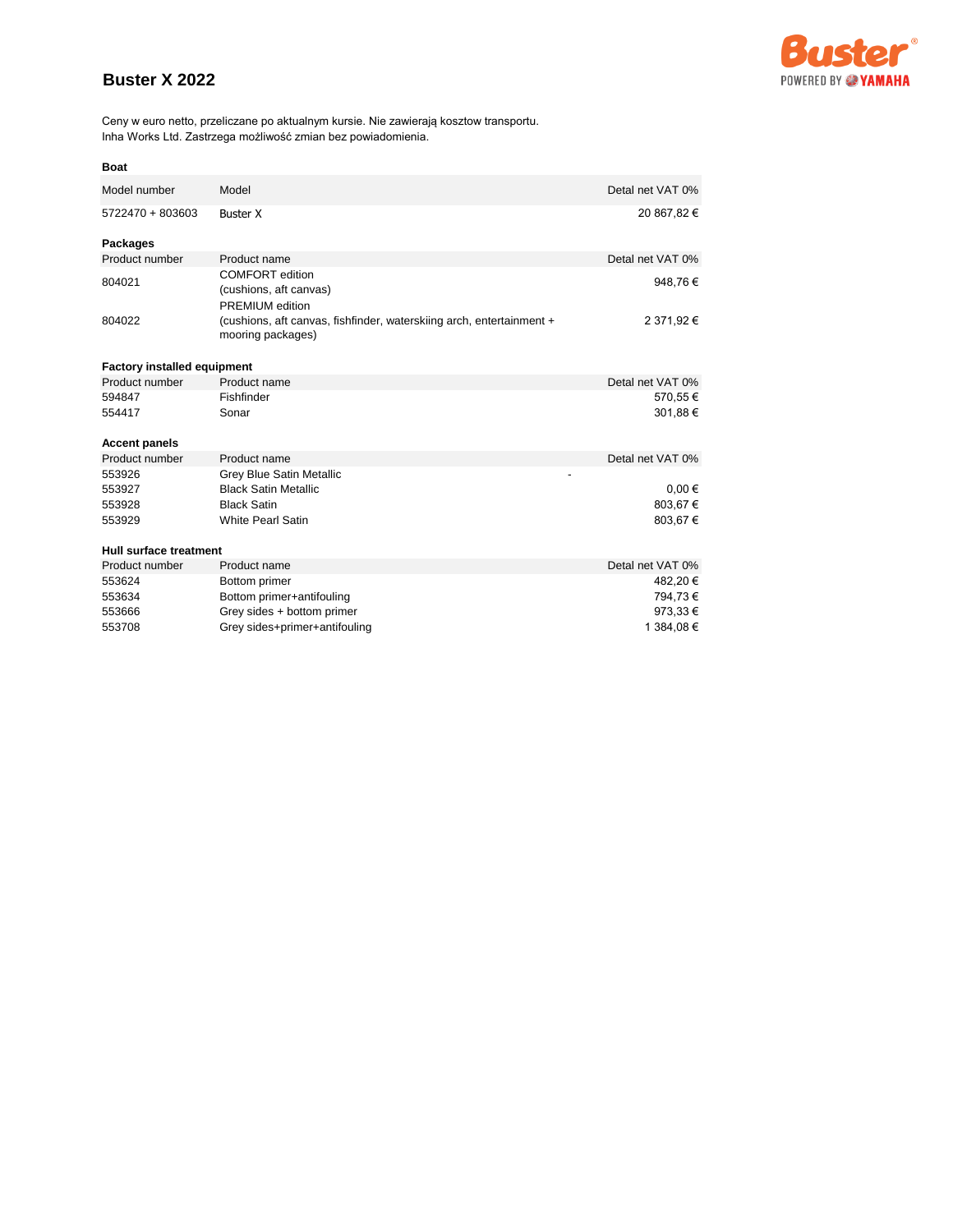# Buster X 2022

Ceny w euro netto, przeliczane po aktualnym kursie. Nie zawierają kosztow transportu.
Inha Works Ltd. Zastrzega możliwość zmian bez powiadomienia.

**Boat**

| Model number | Model | Detal net VAT 0% |
|---|---|---|
| 5722470 + 803603 | Buster X | 20 867,82 € |

**Packages**

| Product number | Product name | Detal net VAT 0% |
|---|---|---|
| 804021 | COMFORT edition (cushions, aft canvas) | 948,76 € |
| 804022 | PREMIUM edition (cushions, aft canvas, fishfinder, waterskiing arch, entertainment + mooring packages) | 2 371,92 € |

**Factory installed equipment**

| Product number | Product name | Detal net VAT 0% |
|---|---|---|
| 594847 | Fishfinder | 570,55 € |
| 554417 | Sonar | 301,88 € |

**Accent panels**

| Product number | Product name | Detal net VAT 0% |
|---|---|---|
| 553926 | Grey Blue Satin Metallic | - |
| 553927 | Black Satin Metallic | 0,00 € |
| 553928 | Black Satin | 803,67 € |
| 553929 | White Pearl Satin | 803,67 € |

**Hull surface treatment**

| Product number | Product name | Detal net VAT 0% |
|---|---|---|
| 553624 | Bottom primer | 482,20 € |
| 553634 | Bottom primer+antifouling | 794,73 € |
| 553666 | Grey sides + bottom primer | 973,33 € |
| 553708 | Grey sides+primer+antifouling | 1 384,08 € |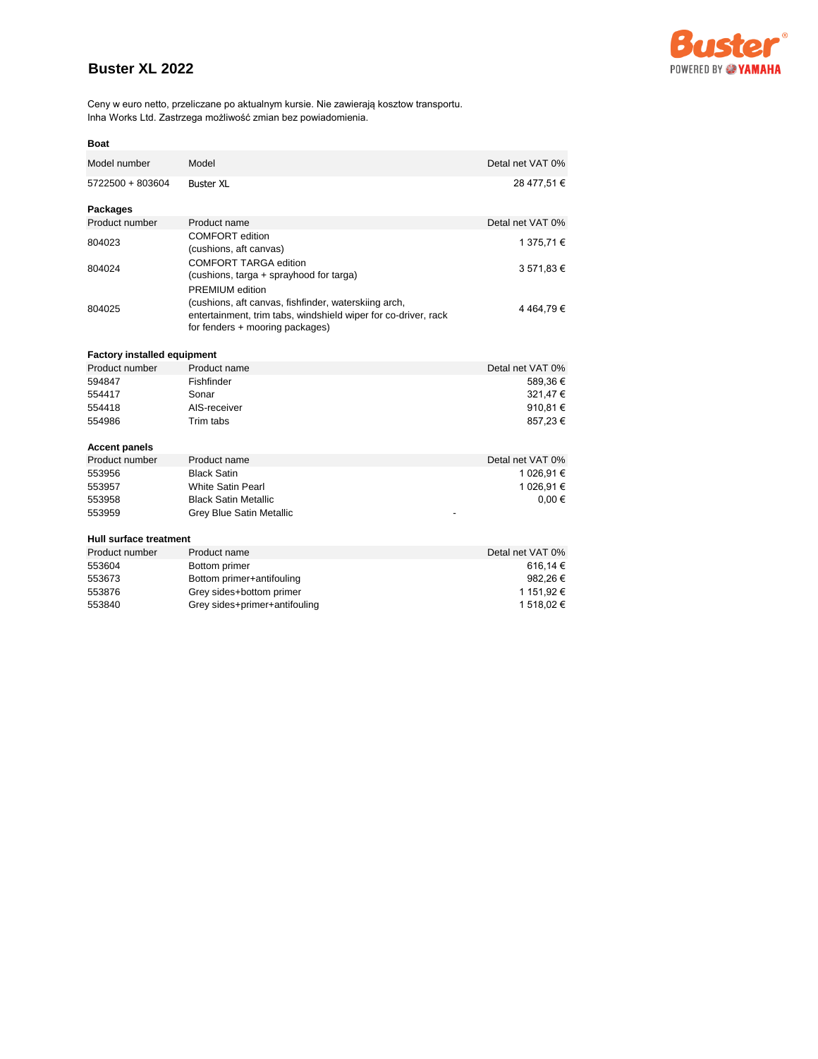# Buster XL 2022

Ceny w euro netto, przeliczane po aktualnym kursie. Nie zawierają kosztow transportu.
Inha Works Ltd. Zastrzega możliwość zmian bez powiadomienia.

**Boat**

| Model number | Model | Detal net VAT 0% |
|---|---|---|
| 5722500 + 803604 | Buster XL | 28 477,51 € |

**Packages**

| Product number | Product name | Detal net VAT 0% |
|---|---|---|
| 804023 | COMFORT edition (cushions, aft canvas) | 1 375,71 € |
| 804024 | COMFORT TARGA edition (cushions, targa + sprayhood for targa) | 3 571,83 € |
| 804025 | PREMIUM edition (cushions, aft canvas, fishfinder, waterskiing arch, entertainment, trim tabs, windshield wiper for co-driver, rack for fenders + mooring packages) | 4 464,79 € |

**Factory installed equipment**

| Product number | Product name | Detal net VAT 0% |
|---|---|---|
| 594847 | Fishfinder | 589,36 € |
| 554417 | Sonar | 321,47 € |
| 554418 | AIS-receiver | 910,81 € |
| 554986 | Trim tabs | 857,23 € |

**Accent panels**

| Product number | Product name | Detal net VAT 0% |
|---|---|---|
| 553956 | Black Satin | 1 026,91 € |
| 553957 | White Satin Pearl | 1 026,91 € |
| 553958 | Black Satin Metallic | 0,00 € |
| 553959 | Grey Blue Satin Metallic | - |

**Hull surface treatment**

| Product number | Product name | Detal net VAT 0% |
|---|---|---|
| 553604 | Bottom primer | 616,14 € |
| 553673 | Bottom primer+antifouling | 982,26 € |
| 553876 | Grey sides+bottom primer | 1 151,92 € |
| 553840 | Grey sides+primer+antifouling | 1 518,02 € |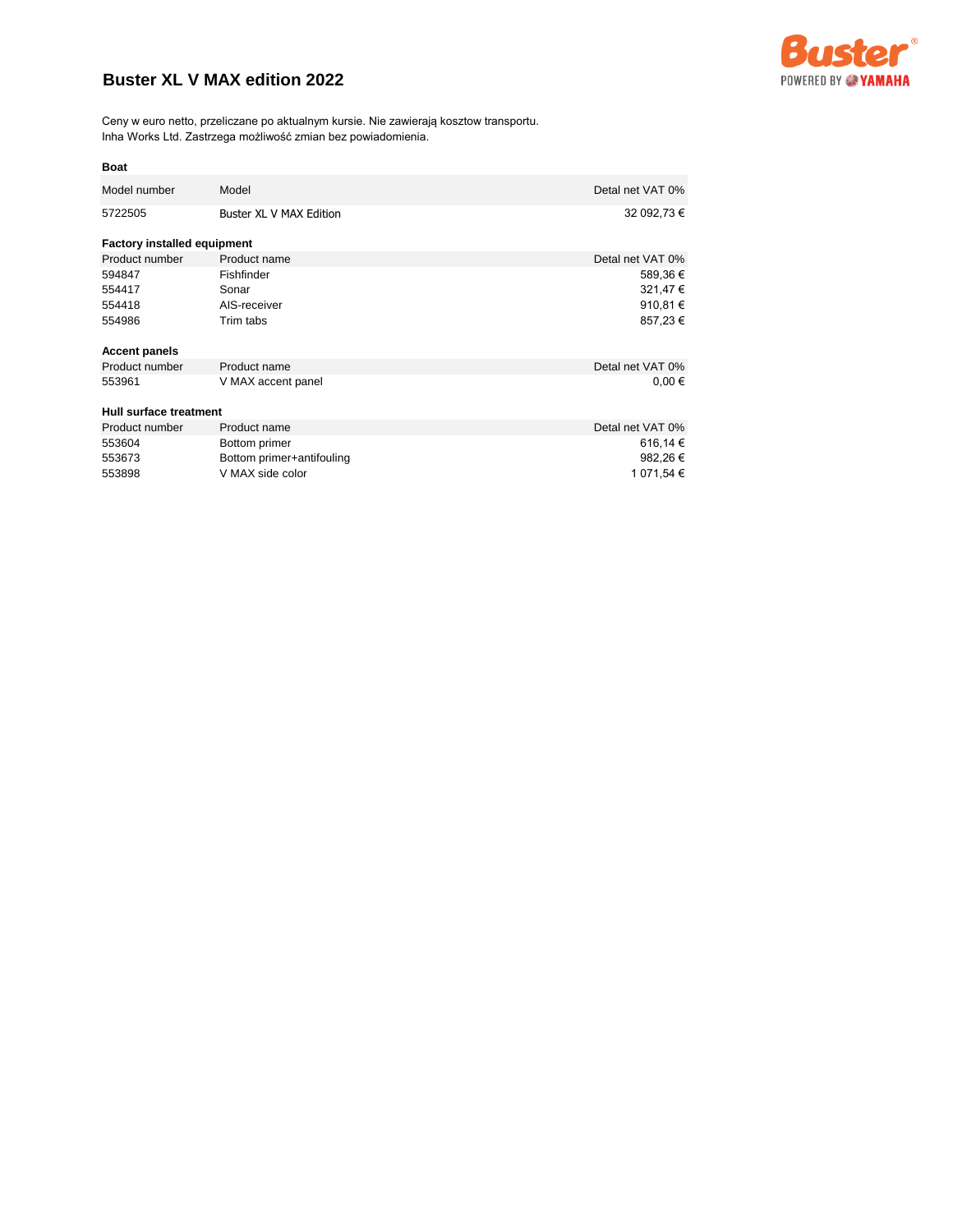# Buster XL V MAX edition 2022

Ceny w euro netto, przeliczane po aktualnym kursie. Nie zawierają kosztow transportu.
Inha Works Ltd. Zastrzega możliwość zmian bez powiadomienia.

**Boat**

| Model number | Model | Detal net VAT 0% |
|---|---|---|
| 5722505 | Buster XL V MAX Edition | 32 092,73 € |

**Factory installed equipment**

| Product number | Product name | Detal net VAT 0% |
|---|---|---|
| 594847 | Fishfinder | 589,36 € |
| 554417 | Sonar | 321,47 € |
| 554418 | AIS-receiver | 910,81 € |
| 554986 | Trim tabs | 857,23 € |

**Accent panels**

| Product number | Product name | Detal net VAT 0% |
|---|---|---|
| 553961 | V MAX accent panel | 0,00 € |

**Hull surface treatment**

| Product number | Product name | Detal net VAT 0% |
|---|---|---|
| 553604 | Bottom primer | 616,14 € |
| 553673 | Bottom primer+antifouling | 982,26 € |
| 553898 | V MAX side color | 1 071,54 € |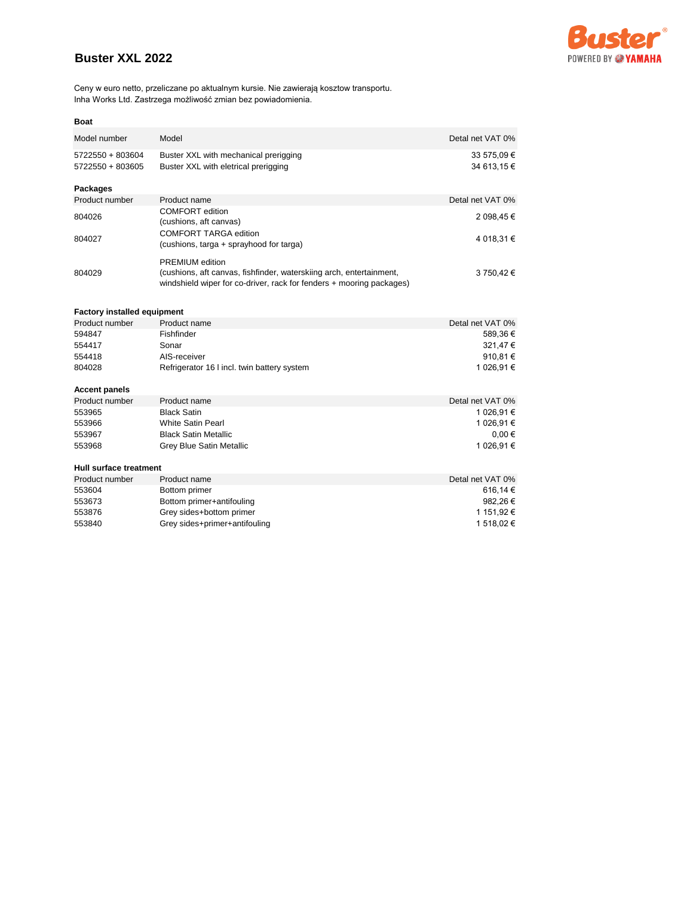# Buster XXL 2022

Ceny w euro netto, przeliczane po aktualnym kursie. Nie zawierają kosztow transportu.
Inha Works Ltd. Zastrzega możliwość zmian bez powiadomienia.

### Boat

| Model number | Model | Detal net VAT 0% |
|---|---|---|
| 5722550 + 803604 | Buster XXL with mechanical prerigging | 33 575,09 € |
| 5722550 + 803605 | Buster XXL with eletrical prerigging | 34 613,15 € |

### Packages

| Product number | Product name | Detal net VAT 0% |
|---|---|---|
| 804026 | COMFORT edition (cushions, aft canvas) | 2 098,45 € |
| 804027 | COMFORT TARGA edition (cushions, targa + sprayhood for targa) | 4 018,31 € |
| 804029 | PREMIUM edition (cushions, aft canvas, fishfinder, waterskiing arch, entertainment, windshield wiper for co-driver, rack for fenders + mooring packages) | 3 750,42 € |

### Factory installed equipment

| Product number | Product name | Detal net VAT 0% |
|---|---|---|
| 594847 | Fishfinder | 589,36 € |
| 554417 | Sonar | 321,47 € |
| 554418 | AIS-receiver | 910,81 € |
| 804028 | Refrigerator 16 l incl. twin battery system | 1 026,91 € |

### Accent panels

| Product number | Product name | Detal net VAT 0% |
|---|---|---|
| 553965 | Black Satin | 1 026,91 € |
| 553966 | White Satin Pearl | 1 026,91 € |
| 553967 | Black Satin Metallic | 0,00 € |
| 553968 | Grey Blue Satin Metallic | 1 026,91 € |

### Hull surface treatment

| Product number | Product name | Detal net VAT 0% |
|---|---|---|
| 553604 | Bottom primer | 616,14 € |
| 553673 | Bottom primer+antifouling | 982,26 € |
| 553876 | Grey sides+bottom primer | 1 151,92 € |
| 553840 | Grey sides+primer+antifouling | 1 518,02 € |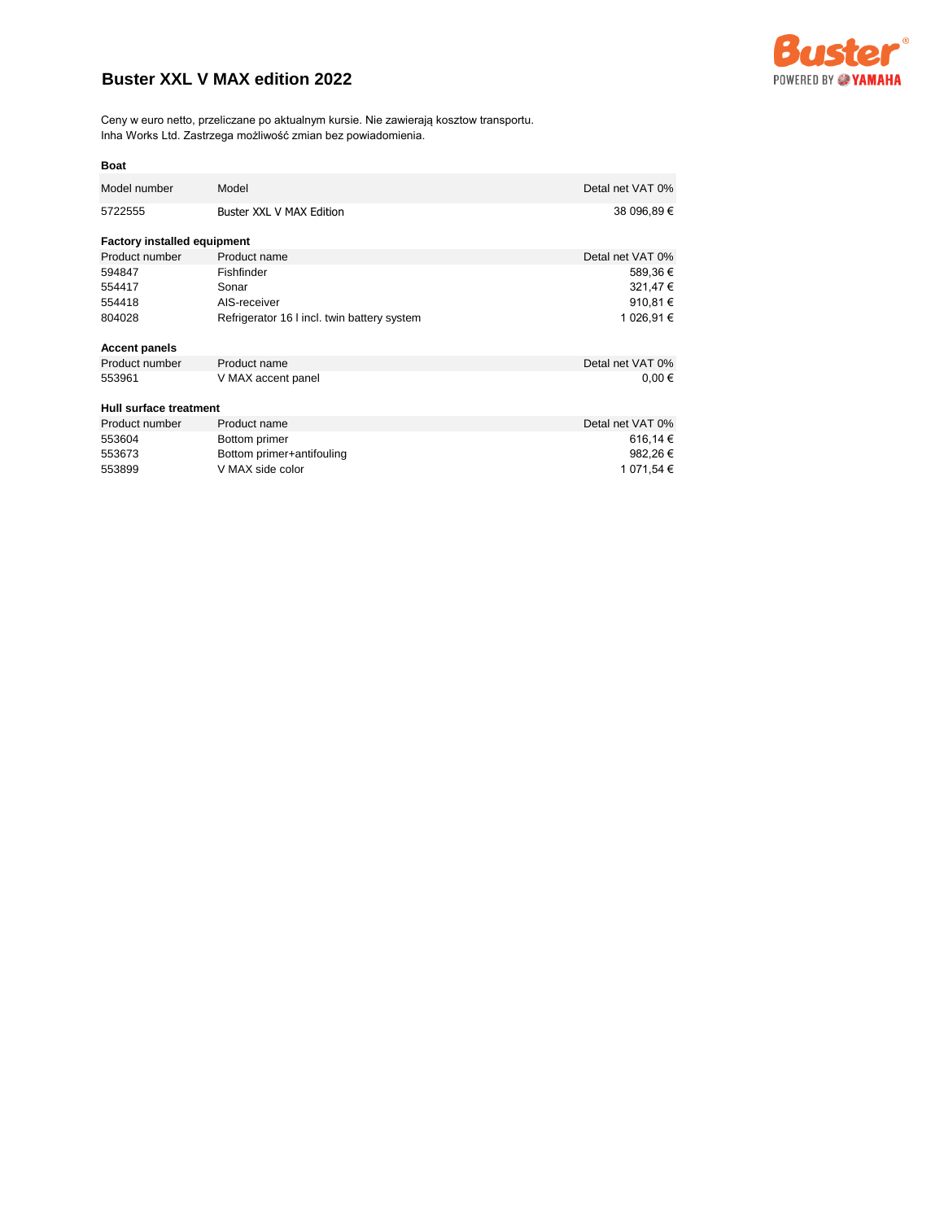# Buster XXL V MAX edition 2022

Ceny w euro netto, przeliczane po aktualnym kursie. Nie zawierają kosztow transportu.
Inha Works Ltd. Zastrzega możliwość zmian bez powiadomienia.

**Boat**

| Model number | Model | Detal net VAT 0% |
|---|---|---|
| 5722555 | Buster XXL V MAX Edition | 38 096,89 € |

**Factory installed equipment**

| Product number | Product name | Detal net VAT 0% |
|---|---|---|
| 594847 | Fishfinder | 589,36 € |
| 554417 | Sonar | 321,47 € |
| 554418 | AIS-receiver | 910,81 € |
| 804028 | Refrigerator 16 l incl. twin battery system | 1 026,91 € |

**Accent panels**

| Product number | Product name | Detal net VAT 0% |
|---|---|---|
| 553961 | V MAX accent panel | 0,00 € |

**Hull surface treatment**

| Product number | Product name | Detal net VAT 0% |
|---|---|---|
| 553604 | Bottom primer | 616,14 € |
| 553673 | Bottom primer+antifouling | 982,26 € |
| 553899 | V MAX side color | 1 071,54 € |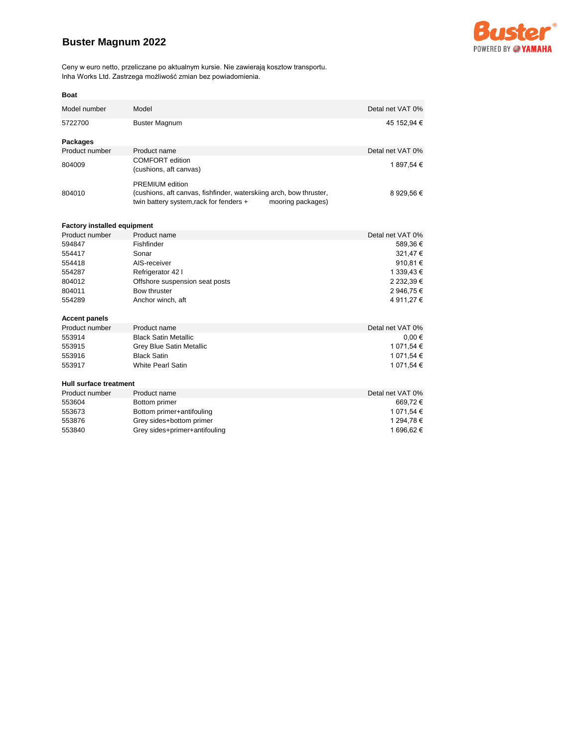# Buster Magnum 2022

Ceny w euro netto, przeliczane po aktualnym kursie. Nie zawierają kosztow transportu.
Inha Works Ltd. Zastrzega możliwość zmian bez powiadomienia.

**Boat**

| Model number | Model | Detal net VAT 0% |
|---|---|---|
| 5722700 | Buster Magnum | 45 152,94 € |

**Packages**

| Product number | Product name | Detal net VAT 0% |
|---|---|---|
| 804009 | COMFORT edition (cushions, aft canvas) | 1 897,54 € |
| 804010 | PREMIUM edition (cushions, aft canvas, fishfinder, waterskiing arch, bow thruster, twin battery system,rack for fenders + mooring packages) | 8 929,56 € |

**Factory installed equipment**

| Product number | Product name | Detal net VAT 0% |
|---|---|---|
| 594847 | Fishfinder | 589,36 € |
| 554417 | Sonar | 321,47 € |
| 554418 | AIS-receiver | 910,81 € |
| 554287 | Refrigerator 42 l | 1 339,43 € |
| 804012 | Offshore suspension seat posts | 2 232,39 € |
| 804011 | Bow thruster | 2 946,75 € |
| 554289 | Anchor winch, aft | 4 911,27 € |

**Accent panels**

| Product number | Product name | Detal net VAT 0% |
|---|---|---|
| 553914 | Black Satin Metallic | 0,00 € |
| 553915 | Grey Blue Satin Metallic | 1 071,54 € |
| 553916 | Black Satin | 1 071,54 € |
| 553917 | White Pearl Satin | 1 071,54 € |

**Hull surface treatment**

| Product number | Product name | Detal net VAT 0% |
|---|---|---|
| 553604 | Bottom primer | 669,72 € |
| 553673 | Bottom primer+antifouling | 1 071,54 € |
| 553876 | Grey sides+bottom primer | 1 294,78 € |
| 553840 | Grey sides+primer+antifouling | 1 696,62 € |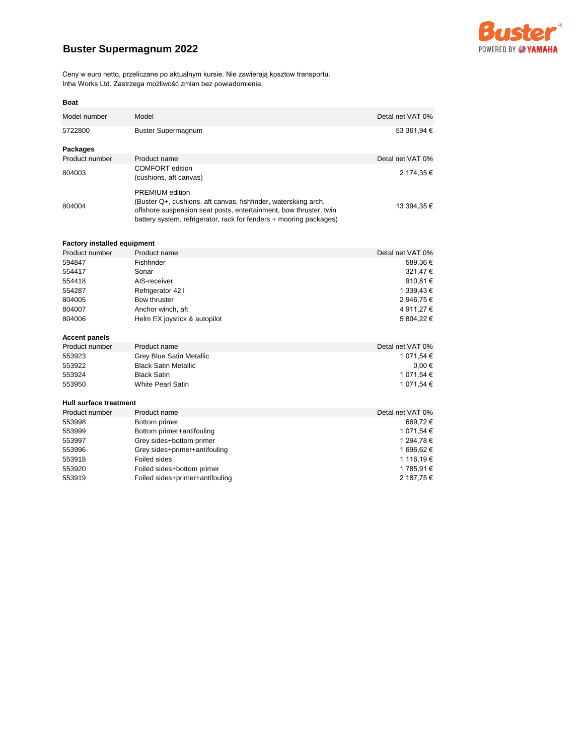# Buster Supermagnum 2022

Ceny w euro netto, przeliczane po aktualnym kursie. Nie zawierają kosztow transportu.
Inha Works Ltd. Zastrzega możliwość zmian bez powiadomienia.

**Boat**

| Model number | Model | Detal net VAT 0% |
|---|---|---|
| 5722800 | Buster Supermagnum | 53 361,94 € |

**Packages**

| Product number | Product name | Detal net VAT 0% |
|---|---|---|
| 804003 | COMFORT edition (cushions, aft canvas) | 2 174,35 € |
| 804004 | PREMIUM edition (Buster Q+, cushions, aft canvas, fishfinder, waterskiing arch, offshore suspension seat posts, entertainment, bow thruster, twin battery system, refrigerator, rack for fenders + mooring packages) | 13 394,35 € |

**Factory installed equipment**

| Product number | Product name | Detal net VAT 0% |
|---|---|---|
| 594847 | Fishfinder | 589,36 € |
| 554417 | Sonar | 321,47 € |
| 554418 | AIS-receiver | 910,81 € |
| 554287 | Refrigerator 42 l | 1 339,43 € |
| 804005 | Bow thruster | 2 946,75 € |
| 804007 | Anchor winch, aft | 4 911,27 € |
| 804006 | Helm EX joystick & autopilot | 5 804,22 € |

**Accent panels**

| Product number | Product name | Detal net VAT 0% |
|---|---|---|
| 553923 | Grey Blue Satin Metallic | 1 071,54 € |
| 553922 | Black Satin Metallic | 0,00 € |
| 553924 | Black Satin | 1 071,54 € |
| 553950 | White Pearl Satin | 1 071,54 € |

**Hull surface treatment**

| Product number | Product name | Detal net VAT 0% |
|---|---|---|
| 553998 | Bottom primer | 669,72 € |
| 553999 | Bottom primer+antifouling | 1 071,54 € |
| 553997 | Grey sides+bottom primer | 1 294,78 € |
| 553996 | Grey sides+primer+antifouling | 1 696,62 € |
| 553918 | Foiled sides | 1 116,19 € |
| 553920 | Foiled sides+bottom primer | 1 785,91 € |
| 553919 | Foiled sides+primer+antifouling | 2 187,75 € |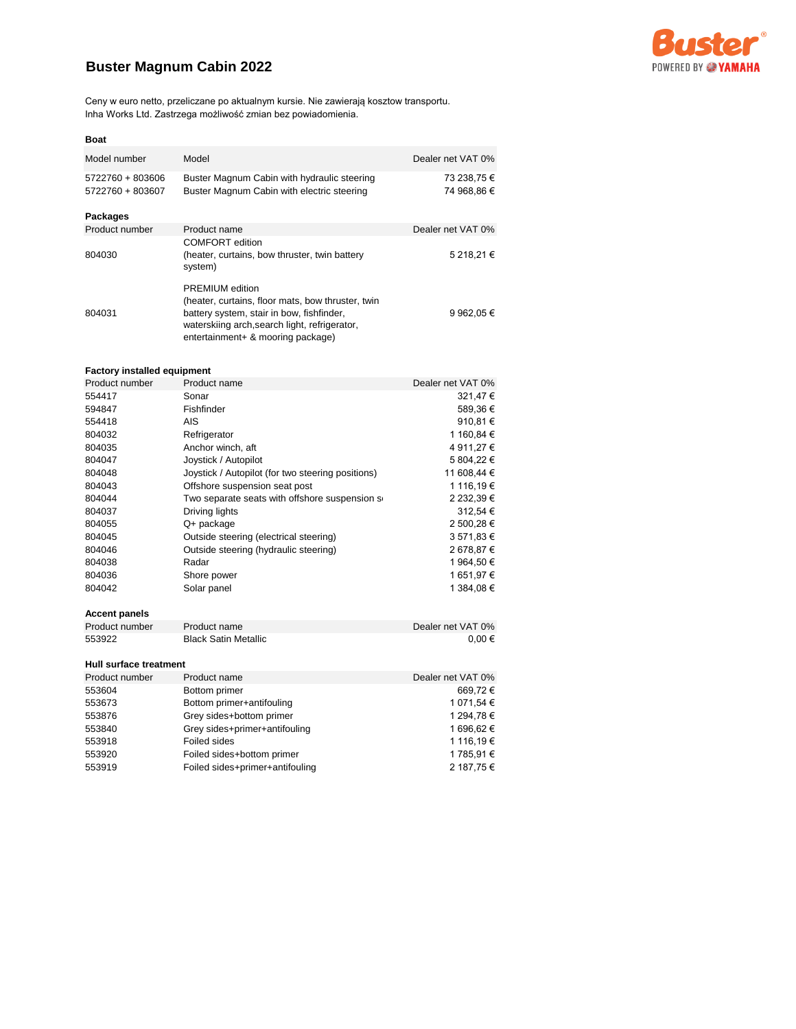# Buster Magnum Cabin 2022

Ceny w euro netto, przeliczane po aktualnym kursie. Nie zawierają kosztow transportu.
Inha Works Ltd. Zastrzega możliwość zmian bez powiadomienia.

### Boat

| Model number | Model | Dealer net VAT 0% |
|---|---|---|
| 5722760 + 803606 | Buster Magnum Cabin with hydraulic steering | 73 238,75 € |
| 5722760 + 803607 | Buster Magnum Cabin with electric steering | 74 968,86 € |

### Packages

| Product number | Product name | Dealer net VAT 0% |
|---|---|---|
| 804030 | COMFORT edition (heater, curtains, bow thruster, twin battery system) | 5 218,21 € |
| 804031 | PREMIUM edition (heater, curtains, floor mats, bow thruster, twin battery system, stair in bow, fishfinder, waterskiing arch,search light, refrigerator, entertainment+ & mooring package) | 9 962,05 € |

### Factory installed equipment

| Product number | Product name | Dealer net VAT 0% |
|---|---|---|
| 554417 | Sonar | 321,47 € |
| 594847 | Fishfinder | 589,36 € |
| 554418 | AIS | 910,81 € |
| 804032 | Refrigerator | 1 160,84 € |
| 804035 | Anchor winch, aft | 4 911,27 € |
| 804047 | Joystick / Autopilot | 5 804,22 € |
| 804048 | Joystick / Autopilot (for two steering positions) | 11 608,44 € |
| 804043 | Offshore suspension seat post | 1 116,19 € |
| 804044 | Two separate seats with offshore suspension s | 2 232,39 € |
| 804037 | Driving lights | 312,54 € |
| 804055 | Q+ package | 2 500,28 € |
| 804045 | Outside steering (electrical steering) | 3 571,83 € |
| 804046 | Outside steering (hydraulic steering) | 2 678,87 € |
| 804038 | Radar | 1 964,50 € |
| 804036 | Shore power | 1 651,97 € |
| 804042 | Solar panel | 1 384,08 € |

### Accent panels

| Product number | Product name | Dealer net VAT 0% |
|---|---|---|
| 553922 | Black Satin Metallic | 0,00 € |

### Hull surface treatment

| Product number | Product name | Dealer net VAT 0% |
|---|---|---|
| 553604 | Bottom primer | 669,72 € |
| 553673 | Bottom primer+antifouling | 1 071,54 € |
| 553876 | Grey sides+bottom primer | 1 294,78 € |
| 553840 | Grey sides+primer+antifouling | 1 696,62 € |
| 553918 | Foiled sides | 1 116,19 € |
| 553920 | Foiled sides+bottom primer | 1 785,91 € |
| 553919 | Foiled sides+primer+antifouling | 2 187,75 € |